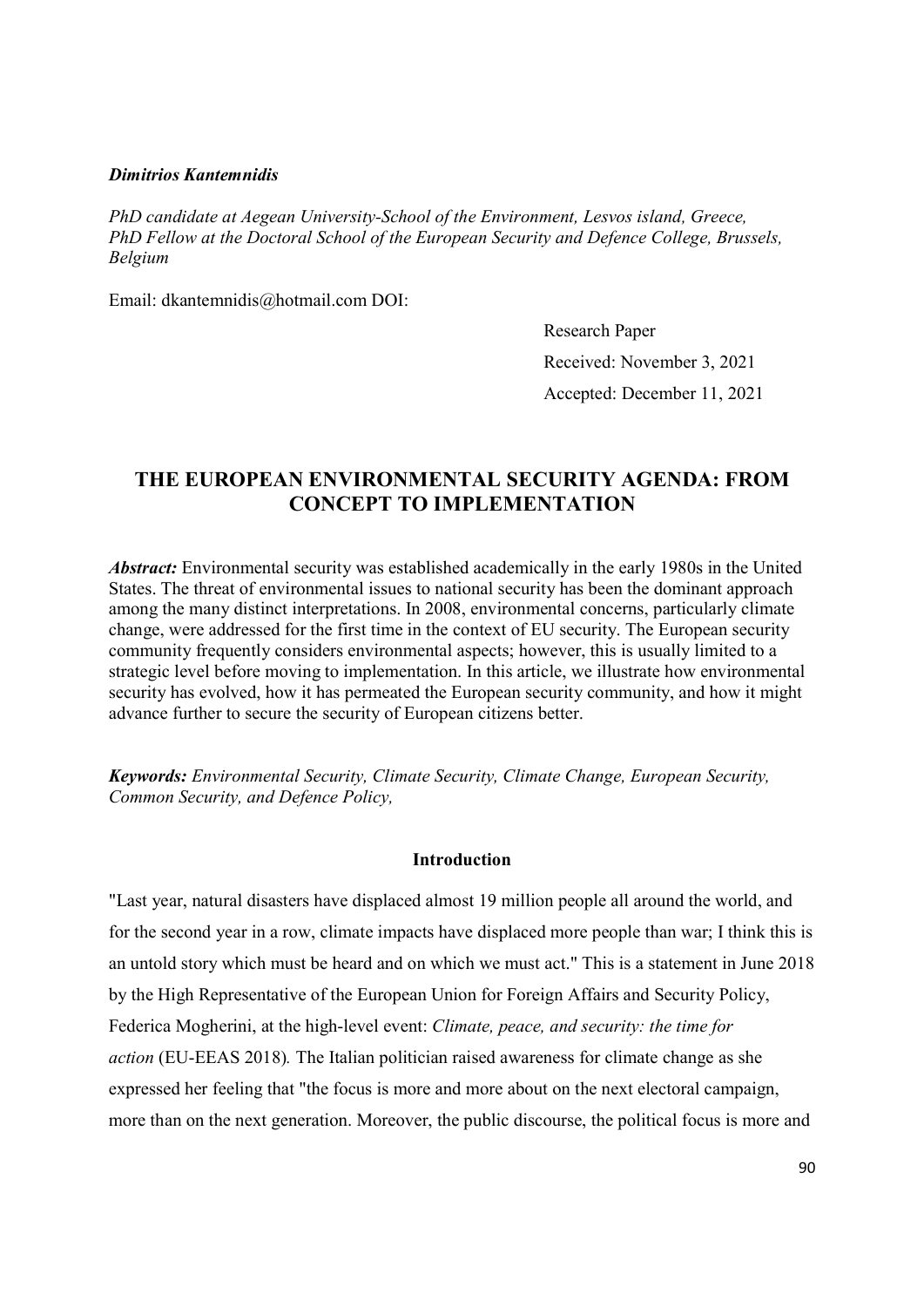***Dimitrios Kantemnidis***

*PhD candidate at Aegean University-School of the Environment, Lesvos island, Greece, PhD Fellow at the Doctoral School of the European Security and Defence College, Brussels, Belgium*

Email: dkantemnidis@hotmail.com DOI:

Research Paper

Received: November 3, 2021

Accepted: December 11, 2021

# THE EUROPEAN ENVIRONMENTAL SECURITY AGENDA: FROM CONCEPT TO IMPLEMENTATION

***Abstract:*** Environmental security was established academically in the early 1980s in the United States. The threat of environmental issues to national security has been the dominant approach among the many distinct interpretations. In 2008, environmental concerns, particularly climate change, were addressed for the first time in the context of EU security. The European security community frequently considers environmental aspects; however, this is usually limited to a strategic level before moving to implementation. In this article, we illustrate how environmental security has evolved, how it has permeated the European security community, and how it might advance further to secure the security of European citizens better.

***Keywords:*** *Environmental Security, Climate Security, Climate Change, European Security, Common Security, and Defence Policy,*

## Introduction

"Last year, natural disasters have displaced almost 19 million people all around the world, and for the second year in a row, climate impacts have displaced more people than war; I think this is an untold story which must be heard and on which we must act." This is a statement in June 2018 by the High Representative of the European Union for Foreign Affairs and Security Policy, Federica Mogherini, at the high-level event: *Climate, peace, and security: the time for action* (EU-EEAS 2018)*.* The Italian politician raised awareness for climate change as she expressed her feeling that "the focus is more and more about on the next electoral campaign, more than on the next generation. Moreover, the public discourse, the political focus is more and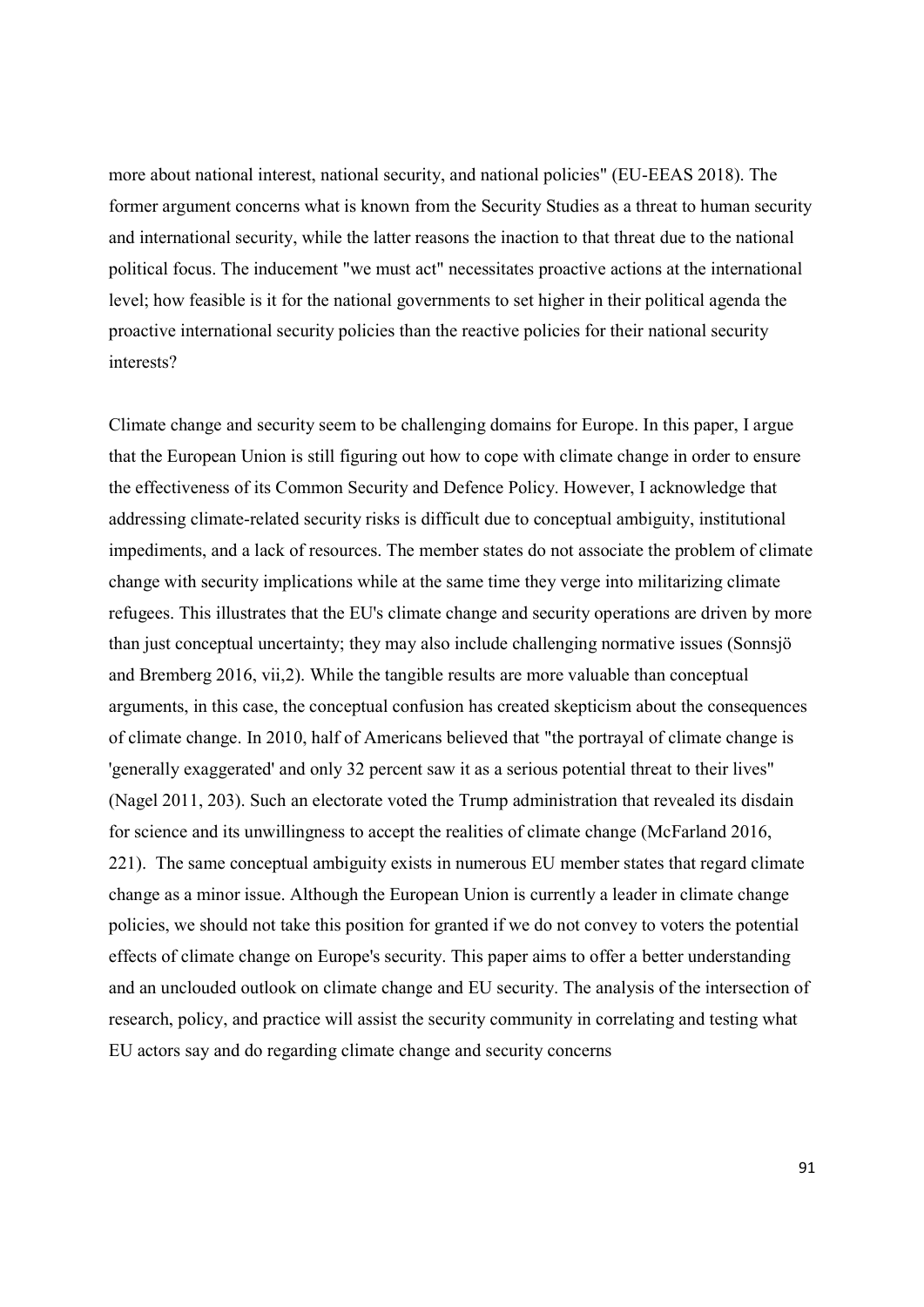more about national interest, national security, and national policies" (EU-EEAS 2018). The former argument concerns what is known from the Security Studies as a threat to human security and international security, while the latter reasons the inaction to that threat due to the national political focus. The inducement "we must act" necessitates proactive actions at the international level; how feasible is it for the national governments to set higher in their political agenda the proactive international security policies than the reactive policies for their national security interests?

Climate change and security seem to be challenging domains for Europe. In this paper, I argue that the European Union is still figuring out how to cope with climate change in order to ensure the effectiveness of its Common Security and Defence Policy. However, I acknowledge that addressing climate-related security risks is difficult due to conceptual ambiguity, institutional impediments, and a lack of resources. The member states do not associate the problem of climate change with security implications while at the same time they verge into militarizing climate refugees. This illustrates that the EU's climate change and security operations are driven by more than just conceptual uncertainty; they may also include challenging normative issues (Sonnsjö and Bremberg 2016, vii,2). While the tangible results are more valuable than conceptual arguments, in this case, the conceptual confusion has created skepticism about the consequences of climate change. In 2010, half of Americans believed that "the portrayal of climate change is 'generally exaggerated' and only 32 percent saw it as a serious potential threat to their lives" (Nagel 2011, 203). Such an electorate voted the Trump administration that revealed its disdain for science and its unwillingness to accept the realities of climate change (McFarland 2016, 221). The same conceptual ambiguity exists in numerous EU member states that regard climate change as a minor issue. Although the European Union is currently a leader in climate change policies, we should not take this position for granted if we do not convey to voters the potential effects of climate change on Europe's security. This paper aims to offer a better understanding and an unclouded outlook on climate change and EU security. The analysis of the intersection of research, policy, and practice will assist the security community in correlating and testing what EU actors say and do regarding climate change and security concerns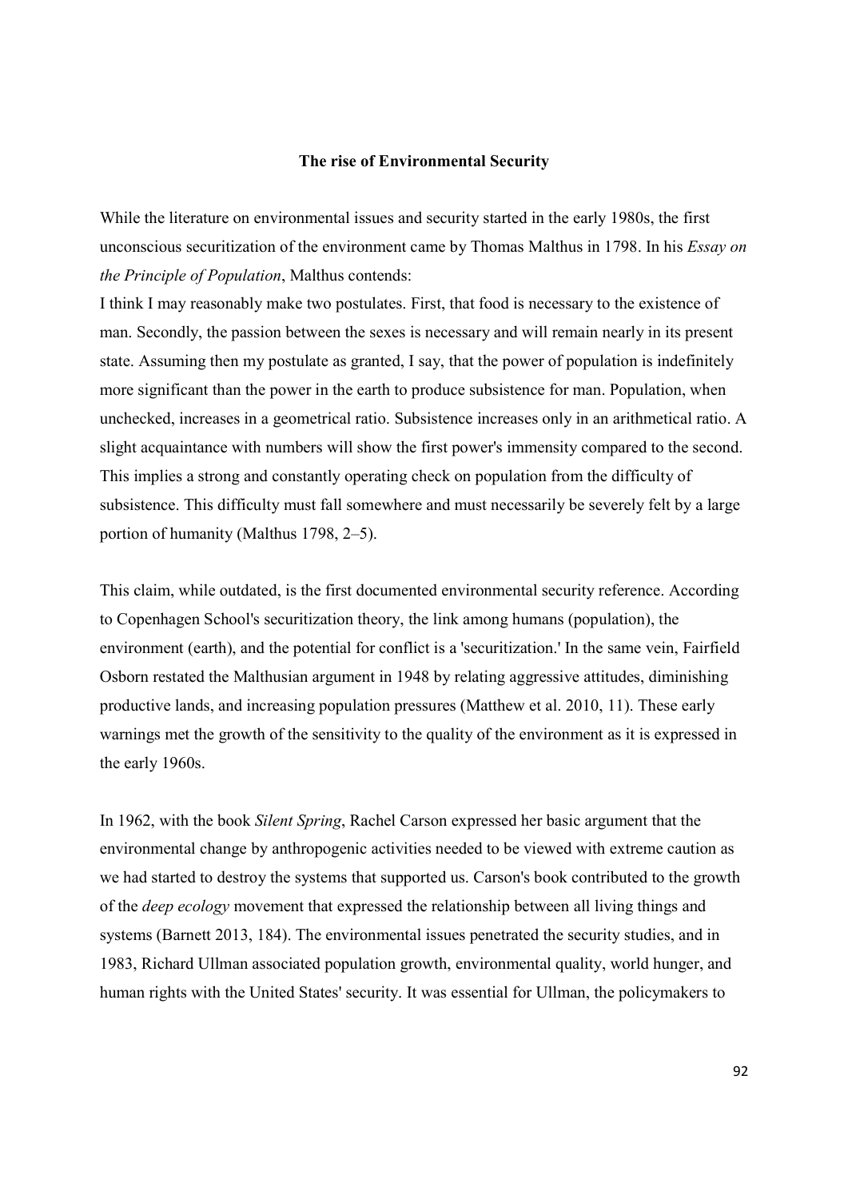## The rise of Environmental Security

While the literature on environmental issues and security started in the early 1980s, the first unconscious securitization of the environment came by Thomas Malthus in 1798. In his *Essay on the Principle of Population*, Malthus contends:

I think I may reasonably make two postulates. First, that food is necessary to the existence of man. Secondly, the passion between the sexes is necessary and will remain nearly in its present state. Assuming then my postulate as granted, I say, that the power of population is indefinitely more significant than the power in the earth to produce subsistence for man. Population, when unchecked, increases in a geometrical ratio. Subsistence increases only in an arithmetical ratio. A slight acquaintance with numbers will show the first power's immensity compared to the second. This implies a strong and constantly operating check on population from the difficulty of subsistence. This difficulty must fall somewhere and must necessarily be severely felt by a large portion of humanity (Malthus 1798, 2–5).

This claim, while outdated, is the first documented environmental security reference. According to Copenhagen School's securitization theory, the link among humans (population), the environment (earth), and the potential for conflict is a 'securitization.' In the same vein, Fairfield Osborn restated the Malthusian argument in 1948 by relating aggressive attitudes, diminishing productive lands, and increasing population pressures (Matthew et al. 2010, 11). These early warnings met the growth of the sensitivity to the quality of the environment as it is expressed in the early 1960s.

In 1962, with the book *Silent Spring*, Rachel Carson expressed her basic argument that the environmental change by anthropogenic activities needed to be viewed with extreme caution as we had started to destroy the systems that supported us. Carson's book contributed to the growth of the *deep ecology* movement that expressed the relationship between all living things and systems (Barnett 2013, 184). The environmental issues penetrated the security studies, and in 1983, Richard Ullman associated population growth, environmental quality, world hunger, and human rights with the United States' security. It was essential for Ullman, the policymakers to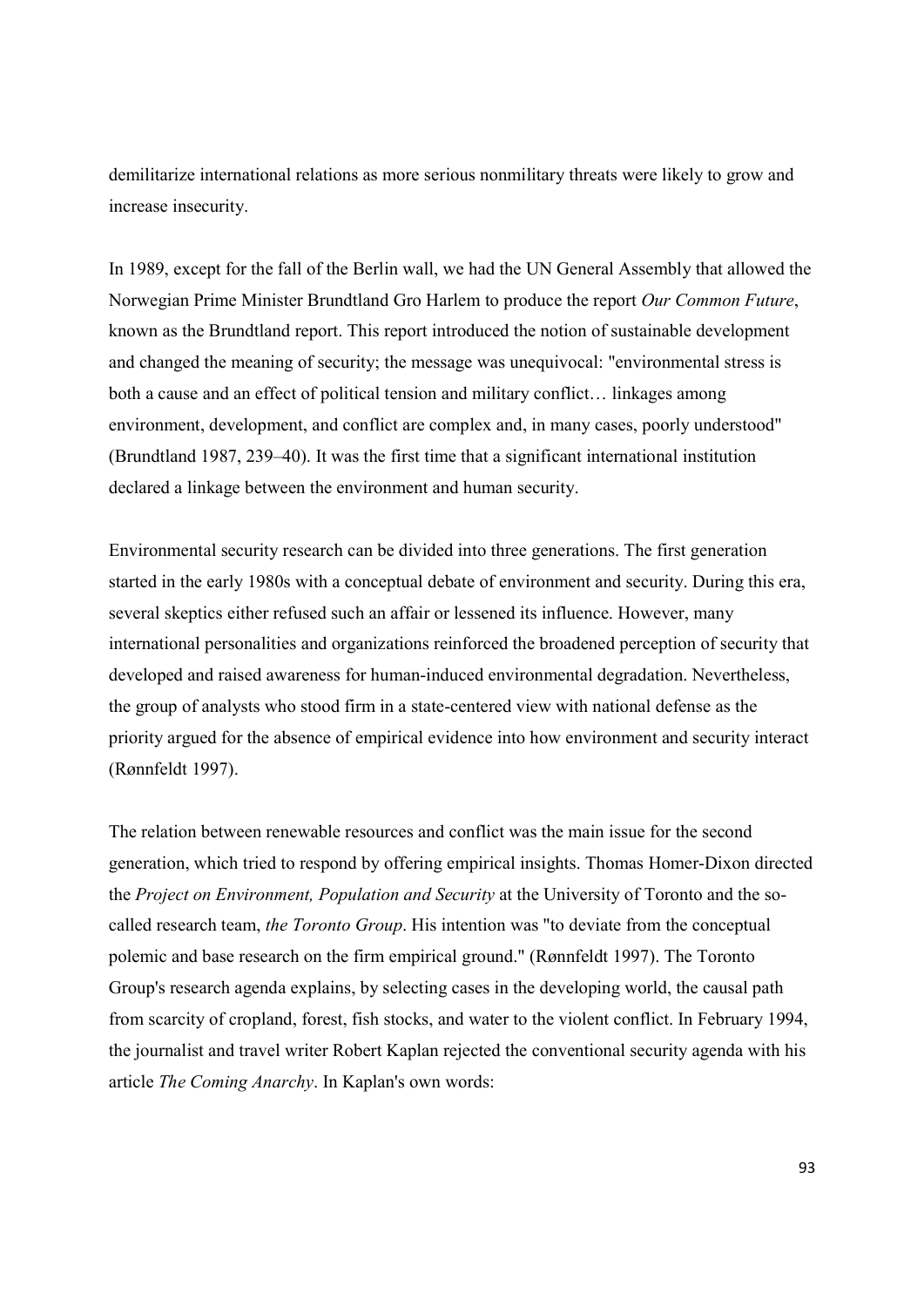demilitarize international relations as more serious nonmilitary threats were likely to grow and increase insecurity.

In 1989, except for the fall of the Berlin wall, we had the UN General Assembly that allowed the Norwegian Prime Minister Brundtland Gro Harlem to produce the report *Our Common Future*, known as the Brundtland report. This report introduced the notion of sustainable development and changed the meaning of security; the message was unequivocal: "environmental stress is both a cause and an effect of political tension and military conflict… linkages among environment, development, and conflict are complex and, in many cases, poorly understood" (Brundtland 1987, 239–40). It was the first time that a significant international institution declared a linkage between the environment and human security.

Environmental security research can be divided into three generations. The first generation started in the early 1980s with a conceptual debate of environment and security. During this era, several skeptics either refused such an affair or lessened its influence. However, many international personalities and organizations reinforced the broadened perception of security that developed and raised awareness for human-induced environmental degradation. Nevertheless, the group of analysts who stood firm in a state-centered view with national defense as the priority argued for the absence of empirical evidence into how environment and security interact (Rønnfeldt 1997).

The relation between renewable resources and conflict was the main issue for the second generation, which tried to respond by offering empirical insights. Thomas Homer-Dixon directed the *Project on Environment, Population and Security* at the University of Toronto and the so-called research team, *the Toronto Group*. His intention was "to deviate from the conceptual polemic and base research on the firm empirical ground." (Rønnfeldt 1997). The Toronto Group's research agenda explains, by selecting cases in the developing world, the causal path from scarcity of cropland, forest, fish stocks, and water to the violent conflict. In February 1994, the journalist and travel writer Robert Kaplan rejected the conventional security agenda with his article *The Coming Anarchy*. In Kaplan's own words: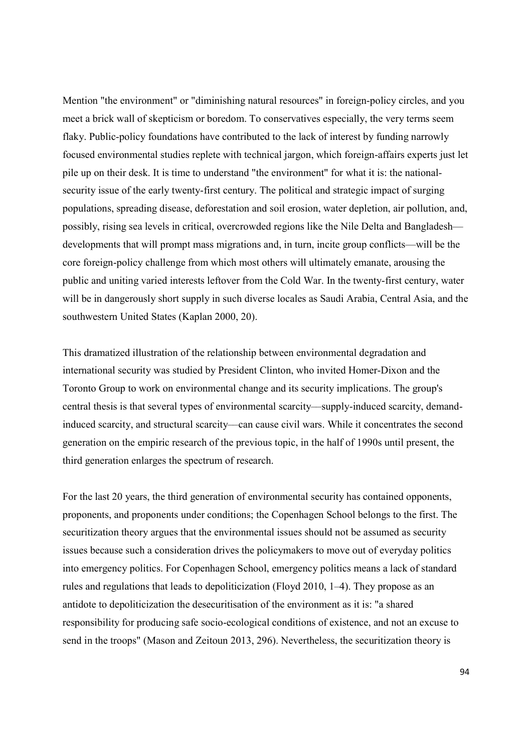Mention "the environment" or "diminishing natural resources" in foreign-policy circles, and you meet a brick wall of skepticism or boredom. To conservatives especially, the very terms seem flaky. Public-policy foundations have contributed to the lack of interest by funding narrowly focused environmental studies replete with technical jargon, which foreign-affairs experts just let pile up on their desk. It is time to understand "the environment" for what it is: the national-security issue of the early twenty-first century. The political and strategic impact of surging populations, spreading disease, deforestation and soil erosion, water depletion, air pollution, and, possibly, rising sea levels in critical, overcrowded regions like the Nile Delta and Bangladesh—developments that will prompt mass migrations and, in turn, incite group conflicts—will be the core foreign-policy challenge from which most others will ultimately emanate, arousing the public and uniting varied interests leftover from the Cold War. In the twenty-first century, water will be in dangerously short supply in such diverse locales as Saudi Arabia, Central Asia, and the southwestern United States (Kaplan 2000, 20).

This dramatized illustration of the relationship between environmental degradation and international security was studied by President Clinton, who invited Homer-Dixon and the Toronto Group to work on environmental change and its security implications. The group's central thesis is that several types of environmental scarcity—supply-induced scarcity, demand-induced scarcity, and structural scarcity—can cause civil wars. While it concentrates the second generation on the empiric research of the previous topic, in the half of 1990s until present, the third generation enlarges the spectrum of research.

For the last 20 years, the third generation of environmental security has contained opponents, proponents, and proponents under conditions; the Copenhagen School belongs to the first. The securitization theory argues that the environmental issues should not be assumed as security issues because such a consideration drives the policymakers to move out of everyday politics into emergency politics. For Copenhagen School, emergency politics means a lack of standard rules and regulations that leads to depoliticization (Floyd 2010, 1–4). They propose as an antidote to depoliticization the desecuritisation of the environment as it is: "a shared responsibility for producing safe socio-ecological conditions of existence, and not an excuse to send in the troops" (Mason and Zeitoun 2013, 296). Nevertheless, the securitization theory is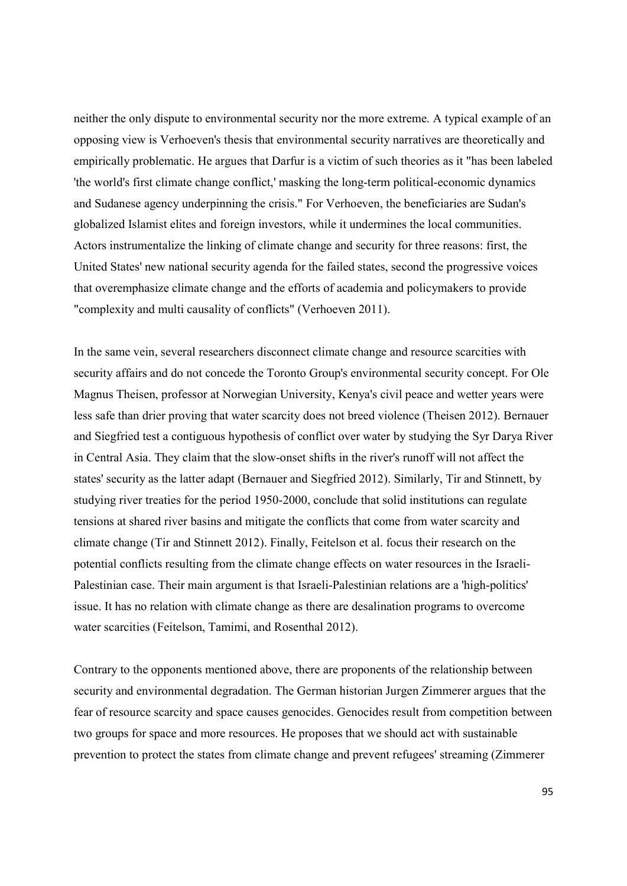neither the only dispute to environmental security nor the more extreme. A typical example of an opposing view is Verhoeven's thesis that environmental security narratives are theoretically and empirically problematic. He argues that Darfur is a victim of such theories as it "has been labeled 'the world's first climate change conflict,' masking the long-term political-economic dynamics and Sudanese agency underpinning the crisis." For Verhoeven, the beneficiaries are Sudan's globalized Islamist elites and foreign investors, while it undermines the local communities. Actors instrumentalize the linking of climate change and security for three reasons: first, the United States' new national security agenda for the failed states, second the progressive voices that overemphasize climate change and the efforts of academia and policymakers to provide "complexity and multi causality of conflicts" (Verhoeven 2011).

In the same vein, several researchers disconnect climate change and resource scarcities with security affairs and do not concede the Toronto Group's environmental security concept. For Ole Magnus Theisen, professor at Norwegian University, Kenya's civil peace and wetter years were less safe than drier proving that water scarcity does not breed violence (Theisen 2012). Bernauer and Siegfried test a contiguous hypothesis of conflict over water by studying the Syr Darya River in Central Asia. They claim that the slow-onset shifts in the river's runoff will not affect the states' security as the latter adapt (Bernauer and Siegfried 2012). Similarly, Tir and Stinnett, by studying river treaties for the period 1950-2000, conclude that solid institutions can regulate tensions at shared river basins and mitigate the conflicts that come from water scarcity and climate change (Tir and Stinnett 2012). Finally, Feitelson et al. focus their research on the potential conflicts resulting from the climate change effects on water resources in the Israeli-Palestinian case. Their main argument is that Israeli-Palestinian relations are a 'high-politics' issue. It has no relation with climate change as there are desalination programs to overcome water scarcities (Feitelson, Tamimi, and Rosenthal 2012).

Contrary to the opponents mentioned above, there are proponents of the relationship between security and environmental degradation. The German historian Jurgen Zimmerer argues that the fear of resource scarcity and space causes genocides. Genocides result from competition between two groups for space and more resources. He proposes that we should act with sustainable prevention to protect the states from climate change and prevent refugees' streaming (Zimmerer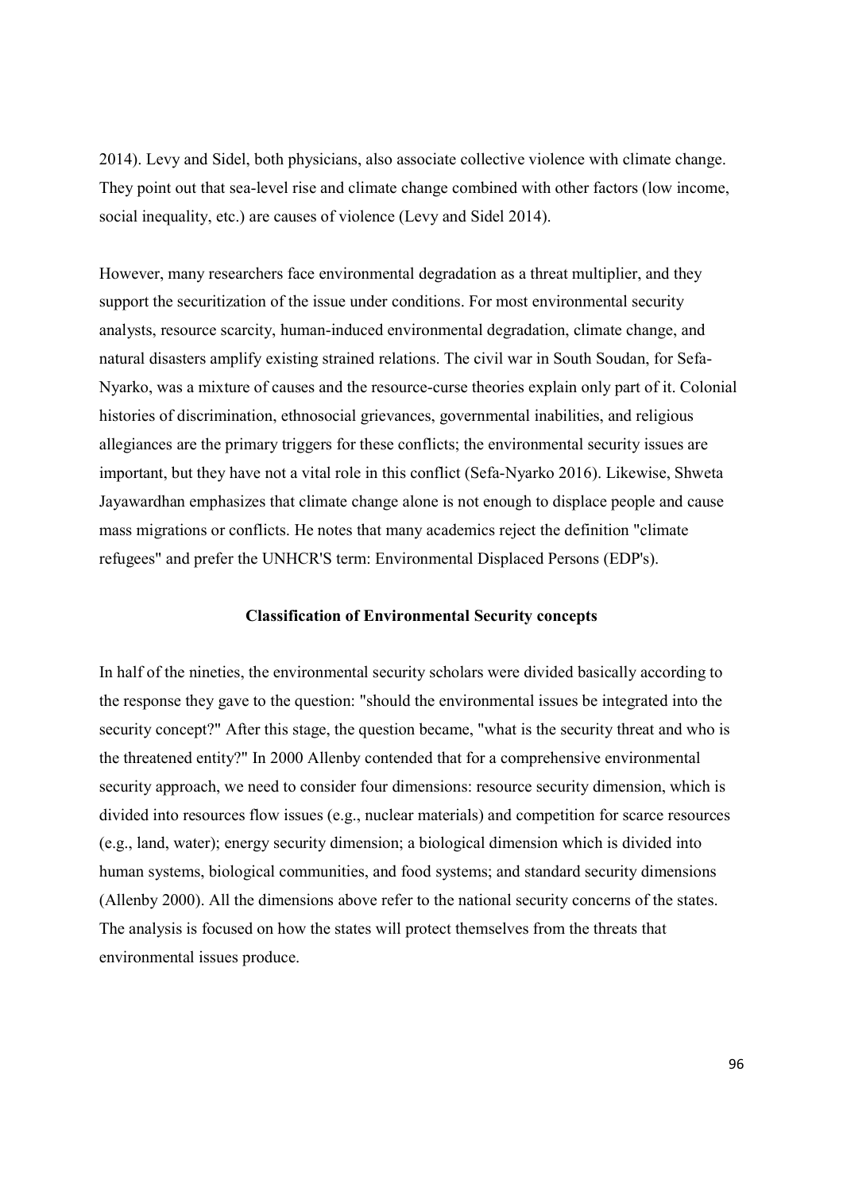2014). Levy and Sidel, both physicians, also associate collective violence with climate change. They point out that sea-level rise and climate change combined with other factors (low income, social inequality, etc.) are causes of violence (Levy and Sidel 2014).

However, many researchers face environmental degradation as a threat multiplier, and they support the securitization of the issue under conditions. For most environmental security analysts, resource scarcity, human-induced environmental degradation, climate change, and natural disasters amplify existing strained relations. The civil war in South Soudan, for Sefa-Nyarko, was a mixture of causes and the resource-curse theories explain only part of it. Colonial histories of discrimination, ethnosocial grievances, governmental inabilities, and religious allegiances are the primary triggers for these conflicts; the environmental security issues are important, but they have not a vital role in this conflict (Sefa-Nyarko 2016). Likewise, Shweta Jayawardhan emphasizes that climate change alone is not enough to displace people and cause mass migrations or conflicts. He notes that many academics reject the definition "climate refugees" and prefer the UNHCR'S term: Environmental Displaced Persons (EDP's).

## Classification of Environmental Security concepts

In half of the nineties, the environmental security scholars were divided basically according to the response they gave to the question: "should the environmental issues be integrated into the security concept?" After this stage, the question became, "what is the security threat and who is the threatened entity?" In 2000 Allenby contended that for a comprehensive environmental security approach, we need to consider four dimensions: resource security dimension, which is divided into resources flow issues (e.g., nuclear materials) and competition for scarce resources (e.g., land, water); energy security dimension; a biological dimension which is divided into human systems, biological communities, and food systems; and standard security dimensions (Allenby 2000). All the dimensions above refer to the national security concerns of the states. The analysis is focused on how the states will protect themselves from the threats that environmental issues produce.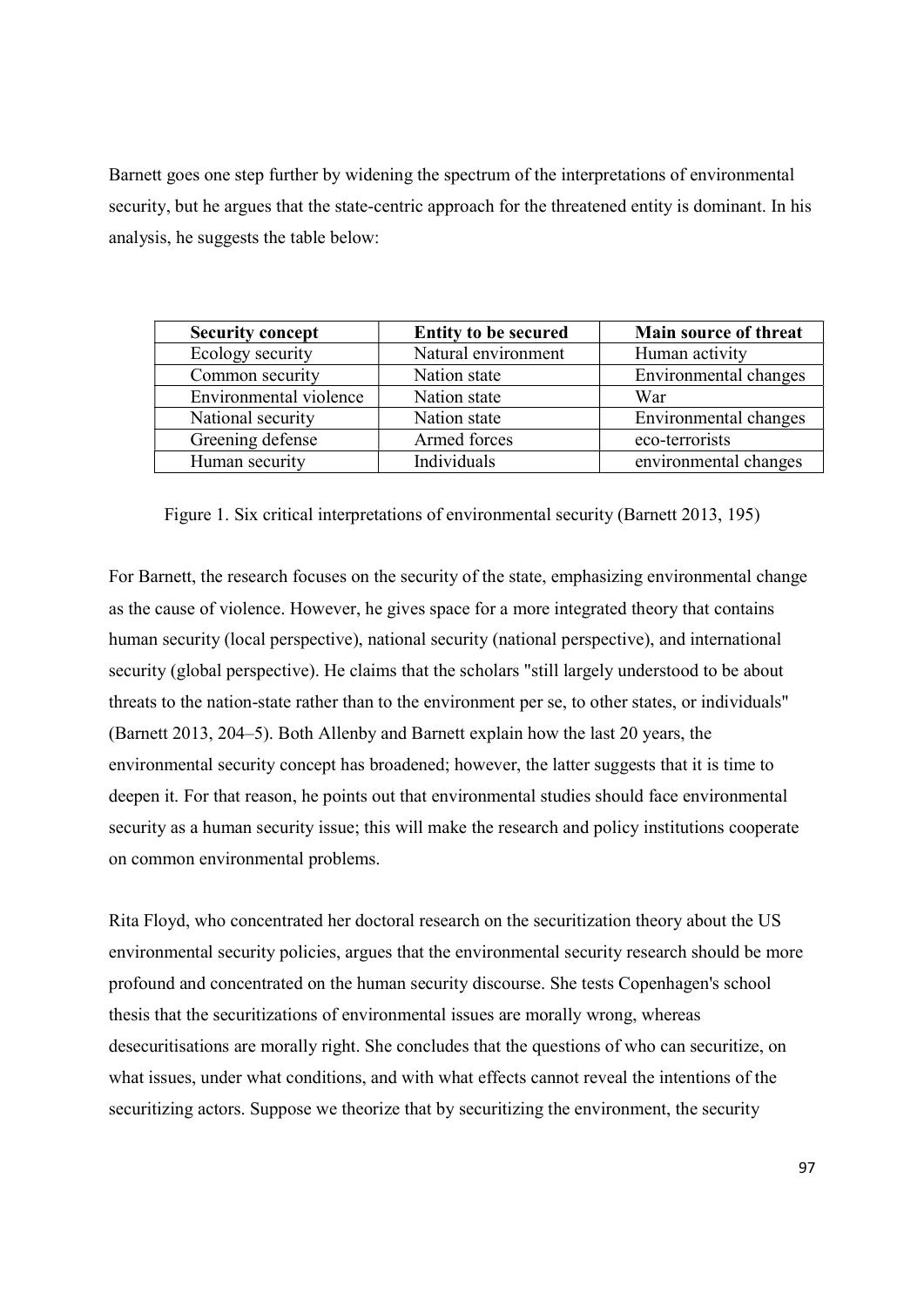Barnett goes one step further by widening the spectrum of the interpretations of environmental security, but he argues that the state-centric approach for the threatened entity is dominant. In his analysis, he suggests the table below:

| Security concept | Entity to be secured | Main source of threat |
|---|---|---|
| Ecology security | Natural environment | Human activity |
| Common security | Nation state | Environmental changes |
| Environmental violence | Nation state | War |
| National security | Nation state | Environmental changes |
| Greening defense | Armed forces | eco-terrorists |
| Human security | Individuals | environmental changes |

Figure 1. Six critical interpretations of environmental security (Barnett 2013, 195)

For Barnett, the research focuses on the security of the state, emphasizing environmental change as the cause of violence. However, he gives space for a more integrated theory that contains human security (local perspective), national security (national perspective), and international security (global perspective). He claims that the scholars "still largely understood to be about threats to the nation-state rather than to the environment per se, to other states, or individuals" (Barnett 2013, 204–5). Both Allenby and Barnett explain how the last 20 years, the environmental security concept has broadened; however, the latter suggests that it is time to deepen it. For that reason, he points out that environmental studies should face environmental security as a human security issue; this will make the research and policy institutions cooperate on common environmental problems.

Rita Floyd, who concentrated her doctoral research on the securitization theory about the US environmental security policies, argues that the environmental security research should be more profound and concentrated on the human security discourse. She tests Copenhagen's school thesis that the securitizations of environmental issues are morally wrong, whereas desecuritisations are morally right. She concludes that the questions of who can securitize, on what issues, under what conditions, and with what effects cannot reveal the intentions of the securitizing actors. Suppose we theorize that by securitizing the environment, the security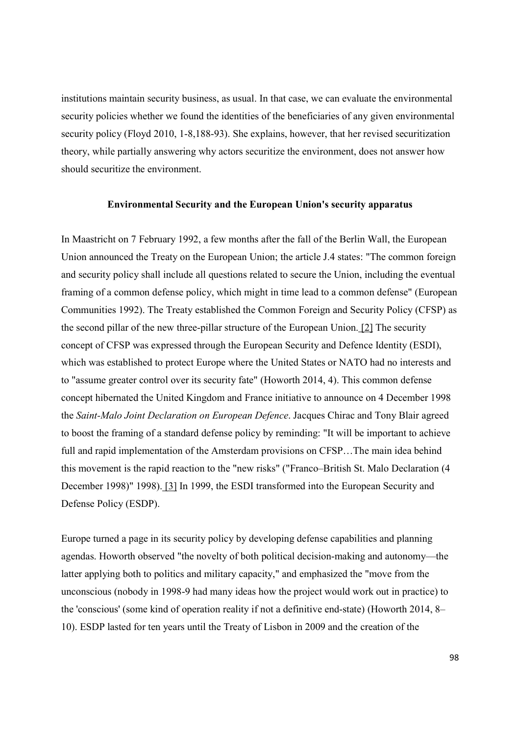institutions maintain security business, as usual. In that case, we can evaluate the environmental security policies whether we found the identities of the beneficiaries of any given environmental security policy (Floyd 2010, 1-8,188-93). She explains, however, that her revised securitization theory, while partially answering why actors securitize the environment, does not answer how should securitize the environment.

**Environmental Security and the European Union's security apparatus**

In Maastricht on 7 February 1992, a few months after the fall of the Berlin Wall, the European Union announced the Treaty on the European Union; the article J.4 states: "The common foreign and security policy shall include all questions related to secure the Union, including the eventual framing of a common defense policy, which might in time lead to a common defense" (European Communities 1992). The Treaty established the Common Foreign and Security Policy (CFSP) as the second pillar of the new three-pillar structure of the European Union. [2] The security concept of CFSP was expressed through the European Security and Defence Identity (ESDI), which was established to protect Europe where the United States or NATO had no interests and to "assume greater control over its security fate" (Howorth 2014, 4). This common defense concept hibernated the United Kingdom and France initiative to announce on 4 December 1998 the *Saint-Malo Joint Declaration on European Defence*. Jacques Chirac and Tony Blair agreed to boost the framing of a standard defense policy by reminding: "It will be important to achieve full and rapid implementation of the Amsterdam provisions on CFSP…The main idea behind this movement is the rapid reaction to the "new risks" ("Franco–British St. Malo Declaration (4 December 1998)" 1998). [3] In 1999, the ESDI transformed into the European Security and Defense Policy (ESDP).

Europe turned a page in its security policy by developing defense capabilities and planning agendas. Howorth observed "the novelty of both political decision-making and autonomy—the latter applying both to politics and military capacity," and emphasized the "move from the unconscious (nobody in 1998-9 had many ideas how the project would work out in practice) to the 'conscious' (some kind of operation reality if not a definitive end-state) (Howorth 2014, 8–10). ESDP lasted for ten years until the Treaty of Lisbon in 2009 and the creation of the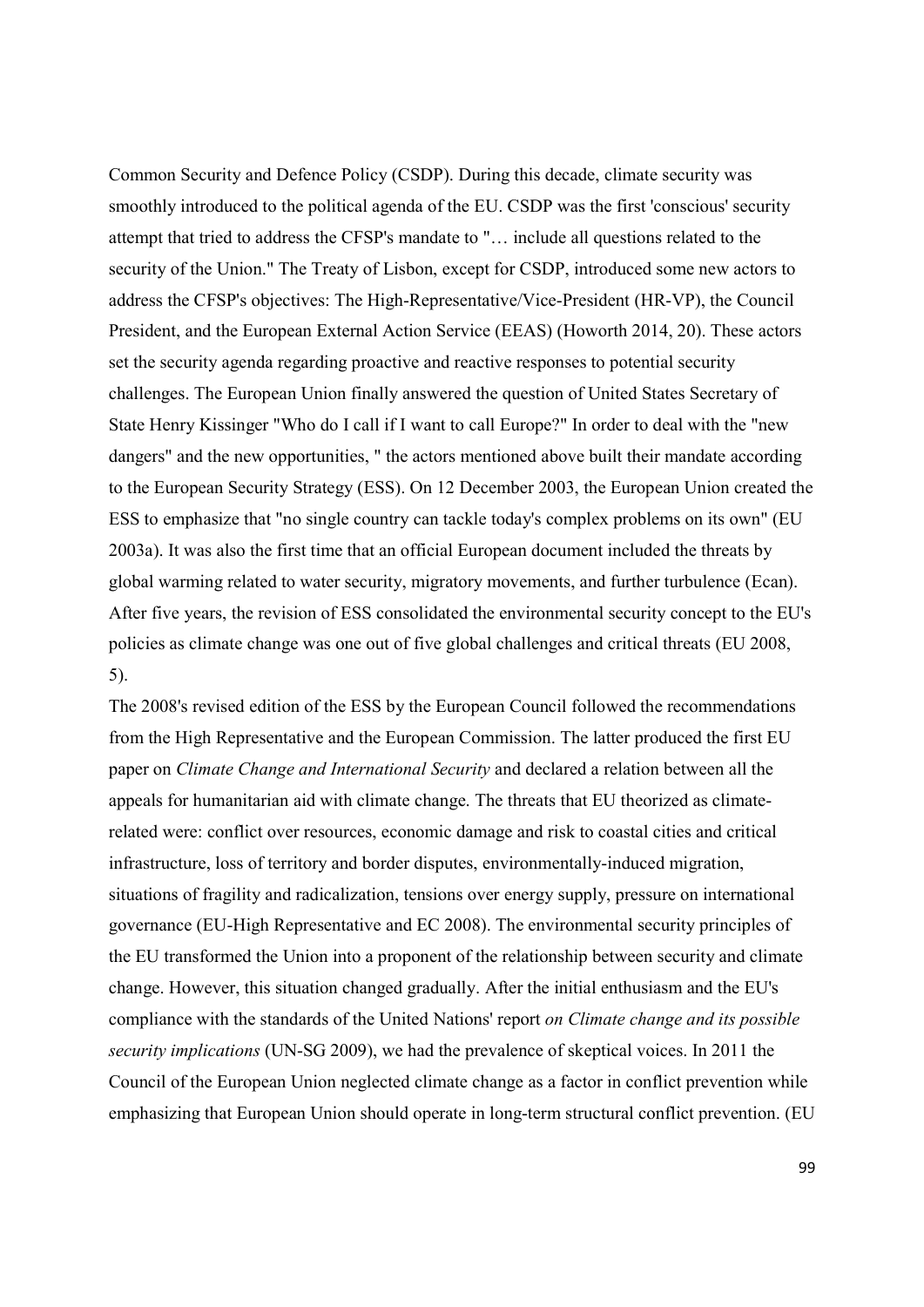Common Security and Defence Policy (CSDP). During this decade, climate security was smoothly introduced to the political agenda of the EU. CSDP was the first 'conscious' security attempt that tried to address the CFSP's mandate to "… include all questions related to the security of the Union." The Treaty of Lisbon, except for CSDP, introduced some new actors to address the CFSP's objectives: The High-Representative/Vice-President (HR-VP), the Council President, and the European External Action Service (EEAS) (Howorth 2014, 20). These actors set the security agenda regarding proactive and reactive responses to potential security challenges. The European Union finally answered the question of United States Secretary of State Henry Kissinger "Who do I call if I want to call Europe?" In order to deal with the "new dangers" and the new opportunities, " the actors mentioned above built their mandate according to the European Security Strategy (ESS). On 12 December 2003, the European Union created the ESS to emphasize that "no single country can tackle today's complex problems on its own" (EU 2003a). It was also the first time that an official European document included the threats by global warming related to water security, migratory movements, and further turbulence (Ecan). After five years, the revision of ESS consolidated the environmental security concept to the EU's policies as climate change was one out of five global challenges and critical threats (EU 2008, 5).

The 2008's revised edition of the ESS by the European Council followed the recommendations from the High Representative and the European Commission. The latter produced the first EU paper on *Climate Change and International Security* and declared a relation between all the appeals for humanitarian aid with climate change. The threats that EU theorized as climate-related were: conflict over resources, economic damage and risk to coastal cities and critical infrastructure, loss of territory and border disputes, environmentally-induced migration, situations of fragility and radicalization, tensions over energy supply, pressure on international governance (EU-High Representative and EC 2008). The environmental security principles of the EU transformed the Union into a proponent of the relationship between security and climate change. However, this situation changed gradually. After the initial enthusiasm and the EU's compliance with the standards of the United Nations' report *on Climate change and its possible security implications* (UN-SG 2009), we had the prevalence of skeptical voices. In 2011 the Council of the European Union neglected climate change as a factor in conflict prevention while emphasizing that European Union should operate in long-term structural conflict prevention. (EU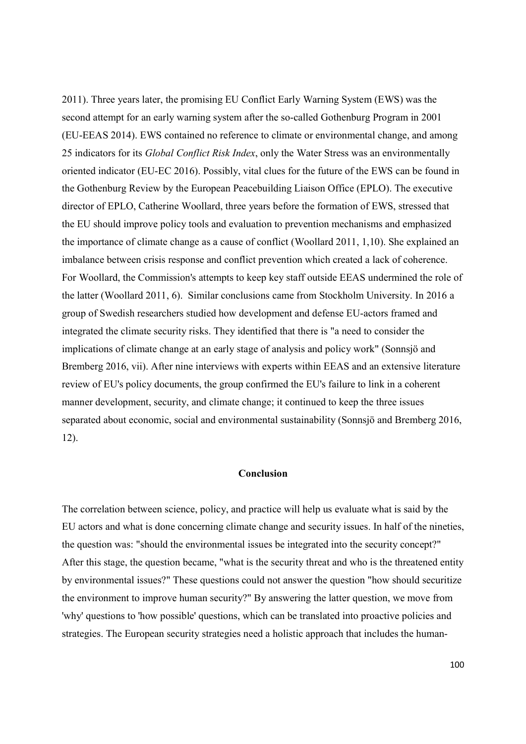2011). Three years later, the promising EU Conflict Early Warning System (EWS) was the second attempt for an early warning system after the so-called Gothenburg Program in 2001 (EU-EEAS 2014). EWS contained no reference to climate or environmental change, and among 25 indicators for its *Global Conflict Risk Index*, only the Water Stress was an environmentally oriented indicator (EU-EC 2016). Possibly, vital clues for the future of the EWS can be found in the Gothenburg Review by the European Peacebuilding Liaison Office (EPLO). The executive director of EPLO, Catherine Woollard, three years before the formation of EWS, stressed that the EU should improve policy tools and evaluation to prevention mechanisms and emphasized the importance of climate change as a cause of conflict (Woollard 2011, 1,10). She explained an imbalance between crisis response and conflict prevention which created a lack of coherence. For Woollard, the Commission's attempts to keep key staff outside EEAS undermined the role of the latter (Woollard 2011, 6). Similar conclusions came from Stockholm University. In 2016 a group of Swedish researchers studied how development and defense EU-actors framed and integrated the climate security risks. They identified that there is "a need to consider the implications of climate change at an early stage of analysis and policy work" (Sonnsjö and Bremberg 2016, vii). After nine interviews with experts within EEAS and an extensive literature review of EU's policy documents, the group confirmed the EU's failure to link in a coherent manner development, security, and climate change; it continued to keep the three issues separated about economic, social and environmental sustainability (Sonnsjö and Bremberg 2016, 12).

## Conclusion

The correlation between science, policy, and practice will help us evaluate what is said by the EU actors and what is done concerning climate change and security issues. In half of the nineties, the question was: "should the environmental issues be integrated into the security concept?" After this stage, the question became, "what is the security threat and who is the threatened entity by environmental issues?" These questions could not answer the question "how should securitize the environment to improve human security?" By answering the latter question, we move from 'why' questions to 'how possible' questions, which can be translated into proactive policies and strategies. The European security strategies need a holistic approach that includes the human-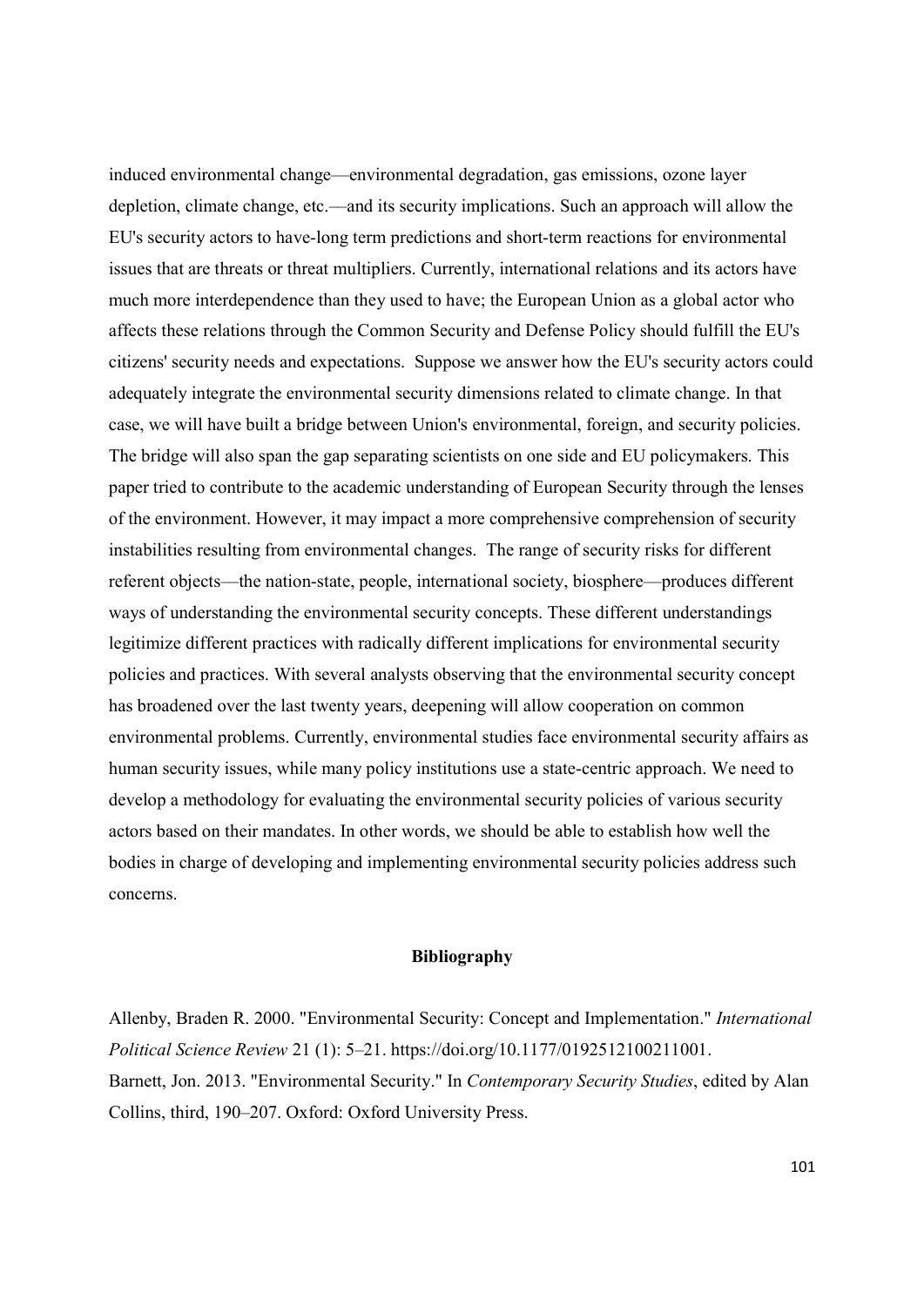induced environmental change—environmental degradation, gas emissions, ozone layer depletion, climate change, etc.—and its security implications. Such an approach will allow the EU's security actors to have-long term predictions and short-term reactions for environmental issues that are threats or threat multipliers. Currently, international relations and its actors have much more interdependence than they used to have; the European Union as a global actor who affects these relations through the Common Security and Defense Policy should fulfill the EU's citizens' security needs and expectations. Suppose we answer how the EU's security actors could adequately integrate the environmental security dimensions related to climate change. In that case, we will have built a bridge between Union's environmental, foreign, and security policies. The bridge will also span the gap separating scientists on one side and EU policymakers. This paper tried to contribute to the academic understanding of European Security through the lenses of the environment. However, it may impact a more comprehensive comprehension of security instabilities resulting from environmental changes. The range of security risks for different referent objects—the nation-state, people, international society, biosphere—produces different ways of understanding the environmental security concepts. These different understandings legitimize different practices with radically different implications for environmental security policies and practices. With several analysts observing that the environmental security concept has broadened over the last twenty years, deepening will allow cooperation on common environmental problems. Currently, environmental studies face environmental security affairs as human security issues, while many policy institutions use a state-centric approach. We need to develop a methodology for evaluating the environmental security policies of various security actors based on their mandates. In other words, we should be able to establish how well the bodies in charge of developing and implementing environmental security policies address such concerns.

## Bibliography

Allenby, Braden R. 2000. "Environmental Security: Concept and Implementation." *International Political Science Review* 21 (1): 5–21. https://doi.org/10.1177/0192512100211001.

Barnett, Jon. 2013. "Environmental Security." In *Contemporary Security Studies*, edited by Alan Collins, third, 190–207. Oxford: Oxford University Press.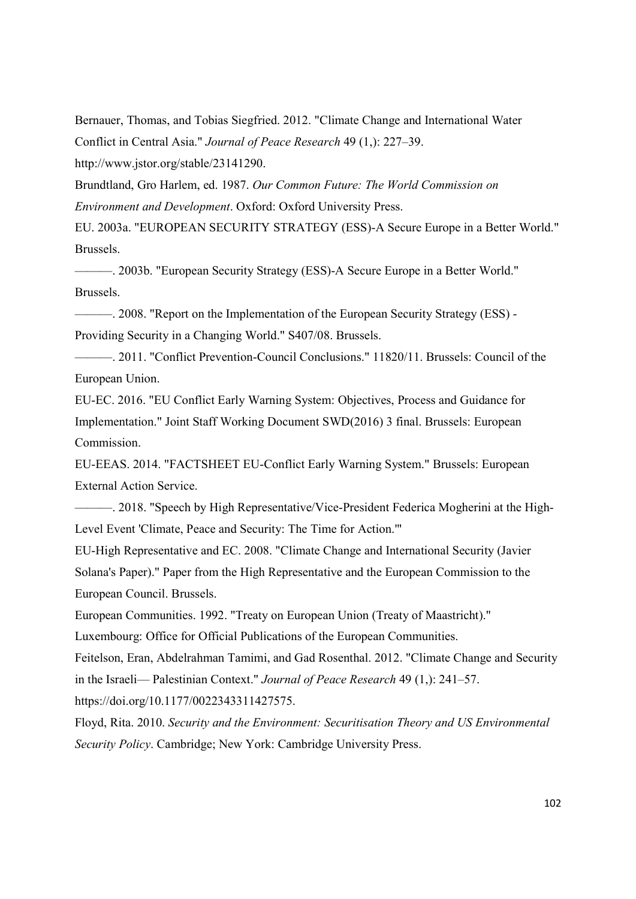Bernauer, Thomas, and Tobias Siegfried. 2012. "Climate Change and International Water Conflict in Central Asia." *Journal of Peace Research* 49 (1,): 227–39. http://www.jstor.org/stable/23141290.

Brundtland, Gro Harlem, ed. 1987. *Our Common Future: The World Commission on Environment and Development*. Oxford: Oxford University Press.

EU. 2003a. "EUROPEAN SECURITY STRATEGY (ESS)-A Secure Europe in a Better World." Brussels.

———. 2003b. "European Security Strategy (ESS)-A Secure Europe in a Better World." Brussels.

———. 2008. "Report on the Implementation of the European Security Strategy (ESS) - Providing Security in a Changing World." S407/08. Brussels.

———. 2011. "Conflict Prevention-Council Conclusions." 11820/11. Brussels: Council of the European Union.

EU-EC. 2016. "EU Conflict Early Warning System: Objectives, Process and Guidance for Implementation." Joint Staff Working Document SWD(2016) 3 final. Brussels: European Commission.

EU-EEAS. 2014. "FACTSHEET EU-Conflict Early Warning System." Brussels: European External Action Service.

———. 2018. "Speech by High Representative/Vice-President Federica Mogherini at the High-Level Event 'Climate, Peace and Security: The Time for Action.'"

EU-High Representative and EC. 2008. "Climate Change and International Security (Javier Solana's Paper)." Paper from the High Representative and the European Commission to the European Council. Brussels.

European Communities. 1992. "Treaty on European Union (Treaty of Maastricht)." Luxembourg: Office for Official Publications of the European Communities.

Feitelson, Eran, Abdelrahman Tamimi, and Gad Rosenthal. 2012. "Climate Change and Security in the Israeli— Palestinian Context." *Journal of Peace Research* 49 (1,): 241–57. https://doi.org/10.1177/0022343311427575.

Floyd, Rita. 2010. *Security and the Environment: Securitisation Theory and US Environmental Security Policy*. Cambridge; New York: Cambridge University Press.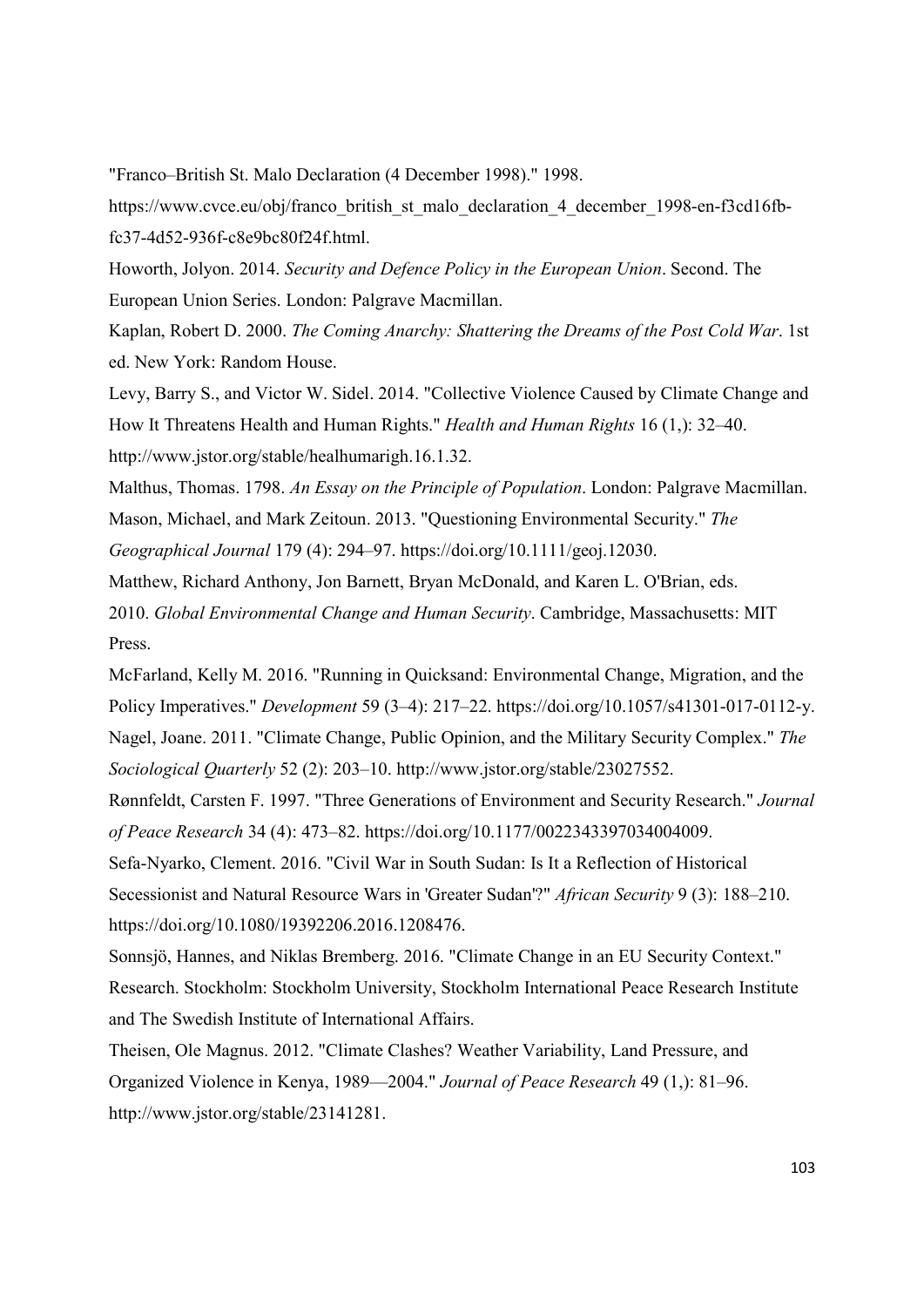"Franco–British St. Malo Declaration (4 December 1998)." 1998. https://www.cvce.eu/obj/franco_british_st_malo_declaration_4_december_1998-en-f3cd16fb-fc37-4d52-936f-c8e9bc80f24f.html.

Howorth, Jolyon. 2014. *Security and Defence Policy in the European Union*. Second. The European Union Series. London: Palgrave Macmillan.

Kaplan, Robert D. 2000. *The Coming Anarchy: Shattering the Dreams of the Post Cold War*. 1st ed. New York: Random House.

Levy, Barry S., and Victor W. Sidel. 2014. "Collective Violence Caused by Climate Change and How It Threatens Health and Human Rights." *Health and Human Rights* 16 (1,): 32–40. http://www.jstor.org/stable/healhumarigh.16.1.32.

Malthus, Thomas. 1798. *An Essay on the Principle of Population*. London: Palgrave Macmillan.

Mason, Michael, and Mark Zeitoun. 2013. "Questioning Environmental Security." *The Geographical Journal* 179 (4): 294–97. https://doi.org/10.1111/geoj.12030.

Matthew, Richard Anthony, Jon Barnett, Bryan McDonald, and Karen L. O'Brian, eds. 2010. *Global Environmental Change and Human Security*. Cambridge, Massachusetts: MIT Press.

McFarland, Kelly M. 2016. "Running in Quicksand: Environmental Change, Migration, and the Policy Imperatives." *Development* 59 (3–4): 217–22. https://doi.org/10.1057/s41301-017-0112-y.

Nagel, Joane. 2011. "Climate Change, Public Opinion, and the Military Security Complex." *The Sociological Quarterly* 52 (2): 203–10. http://www.jstor.org/stable/23027552.

Rønnfeldt, Carsten F. 1997. "Three Generations of Environment and Security Research." *Journal of Peace Research* 34 (4): 473–82. https://doi.org/10.1177/0022343397034004009.

Sefa-Nyarko, Clement. 2016. "Civil War in South Sudan: Is It a Reflection of Historical Secessionist and Natural Resource Wars in 'Greater Sudan'?" *African Security* 9 (3): 188–210. https://doi.org/10.1080/19392206.2016.1208476.

Sonnsjö, Hannes, and Niklas Bremberg. 2016. "Climate Change in an EU Security Context." Research. Stockholm: Stockholm University, Stockholm International Peace Research Institute and The Swedish Institute of International Affairs.

Theisen, Ole Magnus. 2012. "Climate Clashes? Weather Variability, Land Pressure, and Organized Violence in Kenya, 1989—2004." *Journal of Peace Research* 49 (1,): 81–96. http://www.jstor.org/stable/23141281.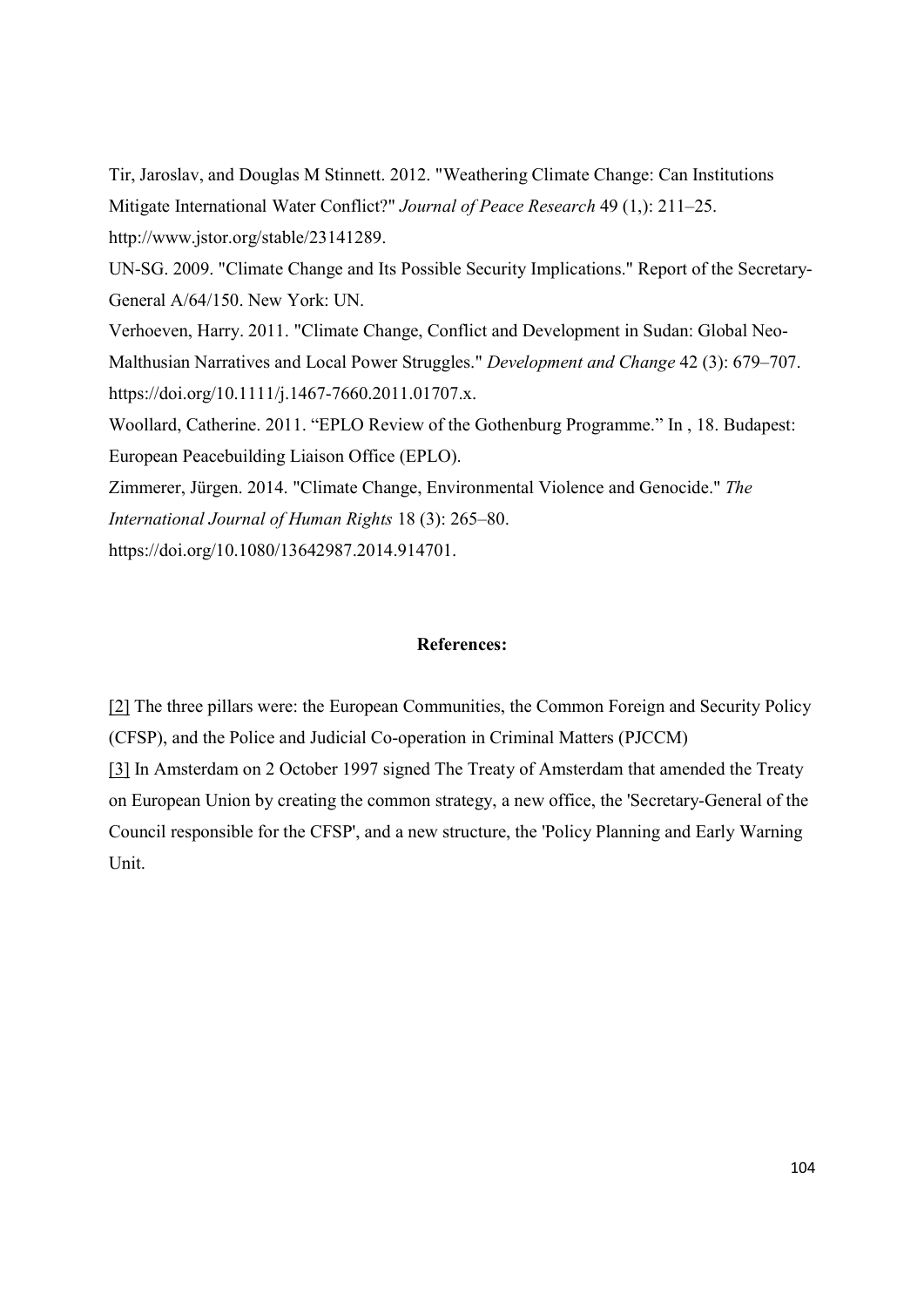Tir, Jaroslav, and Douglas M Stinnett. 2012. "Weathering Climate Change: Can Institutions Mitigate International Water Conflict?" *Journal of Peace Research* 49 (1,): 211–25. http://www.jstor.org/stable/23141289.

UN-SG. 2009. "Climate Change and Its Possible Security Implications." Report of the Secretary-General A/64/150. New York: UN.

Verhoeven, Harry. 2011. "Climate Change, Conflict and Development in Sudan: Global Neo-Malthusian Narratives and Local Power Struggles." *Development and Change* 42 (3): 679–707. https://doi.org/10.1111/j.1467-7660.2011.01707.x.

Woollard, Catherine. 2011. "EPLO Review of the Gothenburg Programme." In , 18. Budapest: European Peacebuilding Liaison Office (EPLO).

Zimmerer, Jürgen. 2014. "Climate Change, Environmental Violence and Genocide." *The International Journal of Human Rights* 18 (3): 265–80. https://doi.org/10.1080/13642987.2014.914701.

**References:**

[2] The three pillars were: the European Communities, the Common Foreign and Security Policy (CFSP), and the Police and Judicial Co-operation in Criminal Matters (PJCCM)

[3] In Amsterdam on 2 October 1997 signed The Treaty of Amsterdam that amended the Treaty on European Union by creating the common strategy, a new office, the 'Secretary-General of the Council responsible for the CFSP', and a new structure, the 'Policy Planning and Early Warning Unit.